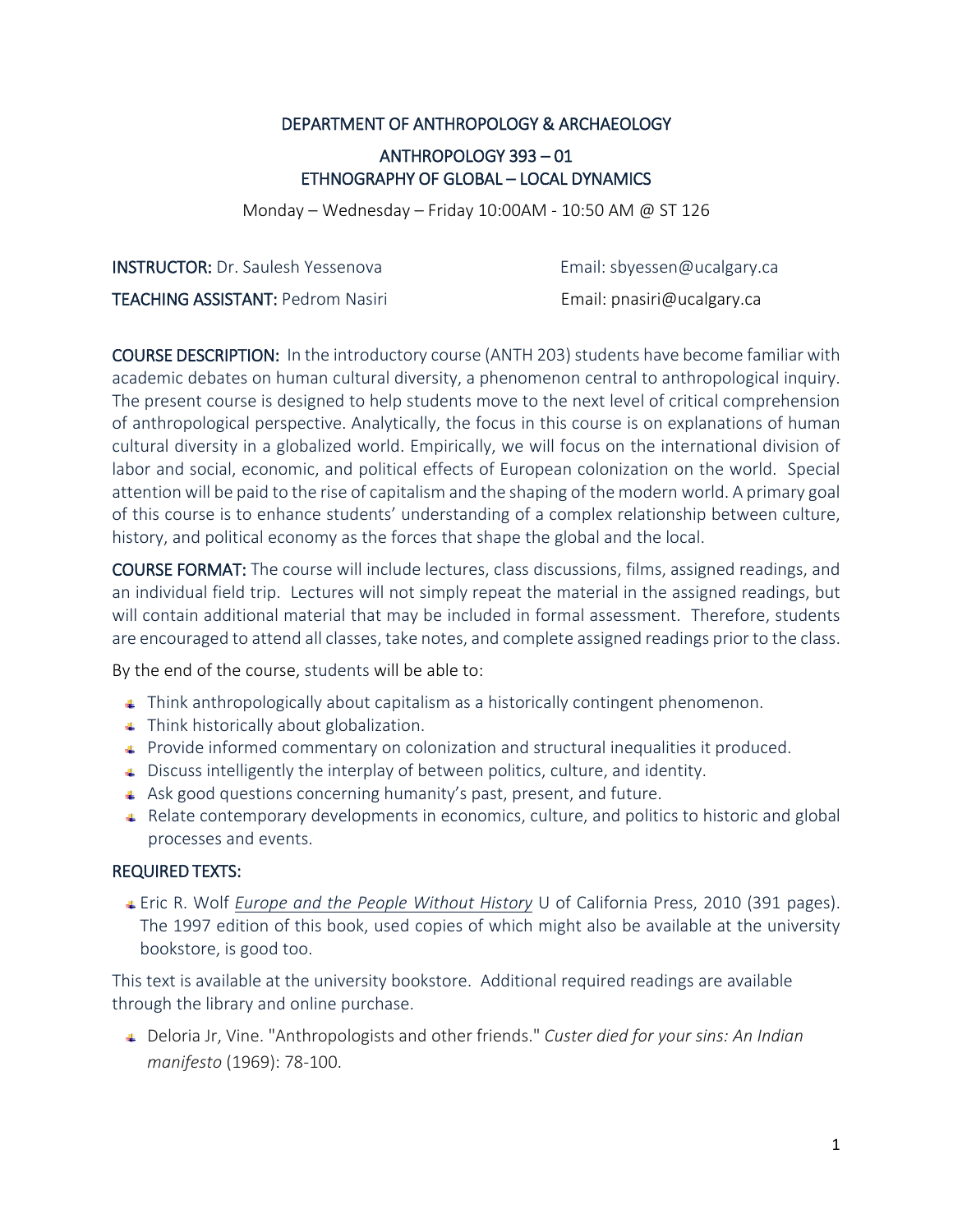# DEPARTMENT OF ANTHROPOLOGY & ARCHAEOLOGY

## ANTHROPOLOGY 393 – 01
## ETHNOGRAPHY OF GLOBAL – LOCAL DYNAMICS

Monday – Wednesday – Friday 10:00AM - 10:50 AM @ ST 126

**INSTRUCTOR:** Dr. Saulesh Yessenova — Email: sbyessen@ucalgary.ca

**TEACHING ASSISTANT:** Pedrom Nasiri — Email: pnasiri@ucalgary.ca

**COURSE DESCRIPTION:** In the introductory course (ANTH 203) students have become familiar with academic debates on human cultural diversity, a phenomenon central to anthropological inquiry. The present course is designed to help students move to the next level of critical comprehension of anthropological perspective. Analytically, the focus in this course is on explanations of human cultural diversity in a globalized world. Empirically, we will focus on the international division of labor and social, economic, and political effects of European colonization on the world. Special attention will be paid to the rise of capitalism and the shaping of the modern world. A primary goal of this course is to enhance students' understanding of a complex relationship between culture, history, and political economy as the forces that shape the global and the local.

**COURSE FORMAT:** The course will include lectures, class discussions, films, assigned readings, and an individual field trip. Lectures will not simply repeat the material in the assigned readings, but will contain additional material that may be included in formal assessment. Therefore, students are encouraged to attend all classes, take notes, and complete assigned readings prior to the class.

By the end of the course, students will be able to:

- Think anthropologically about capitalism as a historically contingent phenomenon.
- Think historically about globalization.
- Provide informed commentary on colonization and structural inequalities it produced.
- Discuss intelligently the interplay of between politics, culture, and identity.
- Ask good questions concerning humanity's past, present, and future.
- Relate contemporary developments in economics, culture, and politics to historic and global processes and events.

## REQUIRED TEXTS:

- Eric R. Wolf *Europe and the People Without History* U of California Press, 2010 (391 pages). The 1997 edition of this book, used copies of which might also be available at the university bookstore, is good too.

This text is available at the university bookstore. Additional required readings are available through the library and online purchase.

- Deloria Jr, Vine. "Anthropologists and other friends." *Custer died for your sins: An Indian manifesto* (1969): 78-100.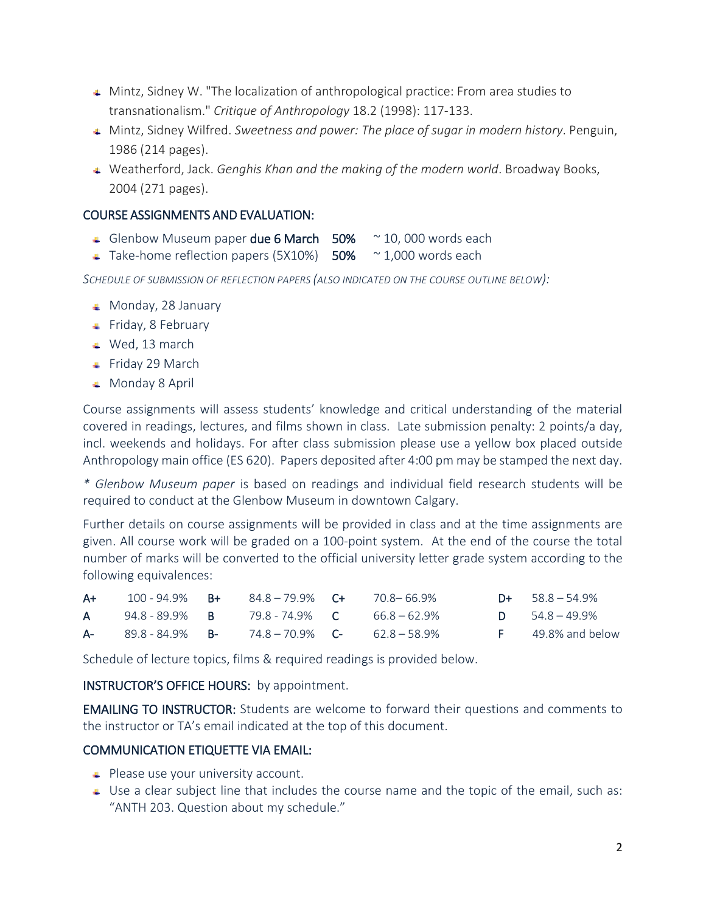- Mintz, Sidney W. "The localization of anthropological practice: From area studies to transnationalism." *Critique of Anthropology* 18.2 (1998): 117-133.
- Mintz, Sidney Wilfred. *Sweetness and power: The place of sugar in modern history*. Penguin, 1986 (214 pages).
- Weatherford, Jack. *Genghis Khan and the making of the modern world*. Broadway Books, 2004 (271 pages).

## COURSE ASSIGNMENTS AND EVALUATION:

- Glenbow Museum paper **due 6 March** **50%** ~ 10, 000 words each
- Take-home reflection papers (5X10%) **50%** ~ 1,000 words each

*SCHEDULE OF SUBMISSION OF REFLECTION PAPERS (ALSO INDICATED ON THE COURSE OUTLINE BELOW):*

- Monday, 28 January
- Friday, 8 February
- Wed, 13 march
- Friday 29 March
- Monday 8 April

Course assignments will assess students' knowledge and critical understanding of the material covered in readings, lectures, and films shown in class. Late submission penalty: 2 points/a day, incl. weekends and holidays. For after class submission please use a yellow box placed outside Anthropology main office (ES 620). Papers deposited after 4:00 pm may be stamped the next day.

\* *Glenbow Museum paper* is based on readings and individual field research students will be required to conduct at the Glenbow Museum in downtown Calgary.

Further details on course assignments will be provided in class and at the time assignments are given. All course work will be graded on a 100-point system. At the end of the course the total number of marks will be converted to the official university letter grade system according to the following equivalences:

| | | | | | | | |
|---|---|---|---|---|---|---|---|
| A+ | 100 - 94.9% | B+ | 84.8 – 79.9% | C+ | 70.8– 66.9% | D+ | 58.8 – 54.9% |
| A | 94.8 - 89.9% | B | 79.8 - 74.9% | C | 66.8 – 62.9% | D | 54.8 – 49.9% |
| A- | 89.8 - 84.9% | B- | 74.8 – 70.9% | C- | 62.8 – 58.9% | F | 49.8% and below |

Schedule of lecture topics, films & required readings is provided below.

**INSTRUCTOR'S OFFICE HOURS:** by appointment.

**EMAILING TO INSTRUCTOR:** Students are welcome to forward their questions and comments to the instructor or TA's email indicated at the top of this document.

## COMMUNICATION ETIQUETTE VIA EMAIL:

- Please use your university account.
- Use a clear subject line that includes the course name and the topic of the email, such as: "ANTH 203. Question about my schedule."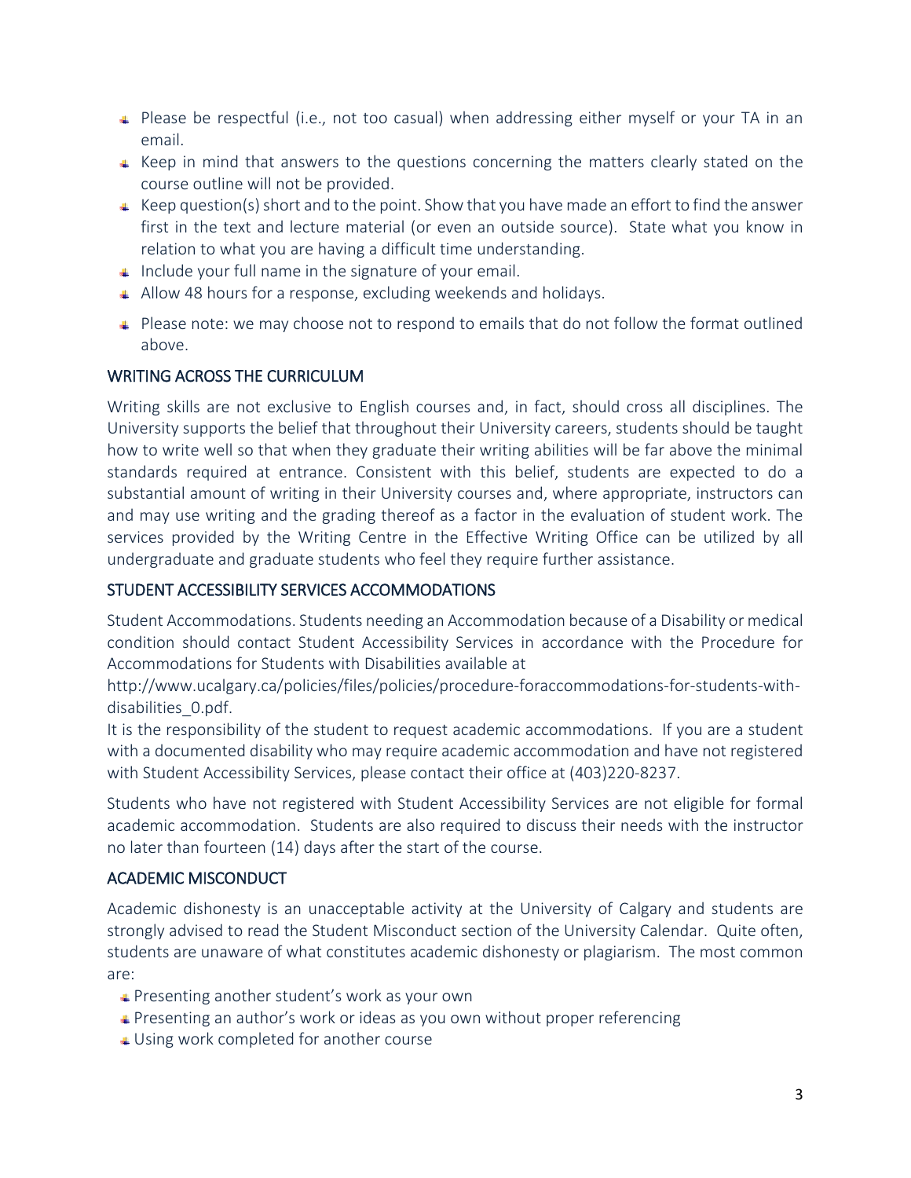- Please be respectful (i.e., not too casual) when addressing either myself or your TA in an email.
- Keep in mind that answers to the questions concerning the matters clearly stated on the course outline will not be provided.
- Keep question(s) short and to the point. Show that you have made an effort to find the answer first in the text and lecture material (or even an outside source). State what you know in relation to what you are having a difficult time understanding.
- Include your full name in the signature of your email.
- Allow 48 hours for a response, excluding weekends and holidays.
- Please note: we may choose not to respond to emails that do not follow the format outlined above.

## WRITING ACROSS THE CURRICULUM

Writing skills are not exclusive to English courses and, in fact, should cross all disciplines. The University supports the belief that throughout their University careers, students should be taught how to write well so that when they graduate their writing abilities will be far above the minimal standards required at entrance. Consistent with this belief, students are expected to do a substantial amount of writing in their University courses and, where appropriate, instructors can and may use writing and the grading thereof as a factor in the evaluation of student work. The services provided by the Writing Centre in the Effective Writing Office can be utilized by all undergraduate and graduate students who feel they require further assistance.

## STUDENT ACCESSIBILITY SERVICES ACCOMMODATIONS

Student Accommodations. Students needing an Accommodation because of a Disability or medical condition should contact Student Accessibility Services in accordance with the Procedure for Accommodations for Students with Disabilities available at http://www.ucalgary.ca/policies/files/policies/procedure-foraccommodations-for-students-with-disabilities_0.pdf.

It is the responsibility of the student to request academic accommodations. If you are a student with a documented disability who may require academic accommodation and have not registered with Student Accessibility Services, please contact their office at (403)220-8237.

Students who have not registered with Student Accessibility Services are not eligible for formal academic accommodation. Students are also required to discuss their needs with the instructor no later than fourteen (14) days after the start of the course.

## ACADEMIC MISCONDUCT

Academic dishonesty is an unacceptable activity at the University of Calgary and students are strongly advised to read the Student Misconduct section of the University Calendar. Quite often, students are unaware of what constitutes academic dishonesty or plagiarism. The most common are:

- Presenting another student's work as your own
- Presenting an author's work or ideas as you own without proper referencing
- Using work completed for another course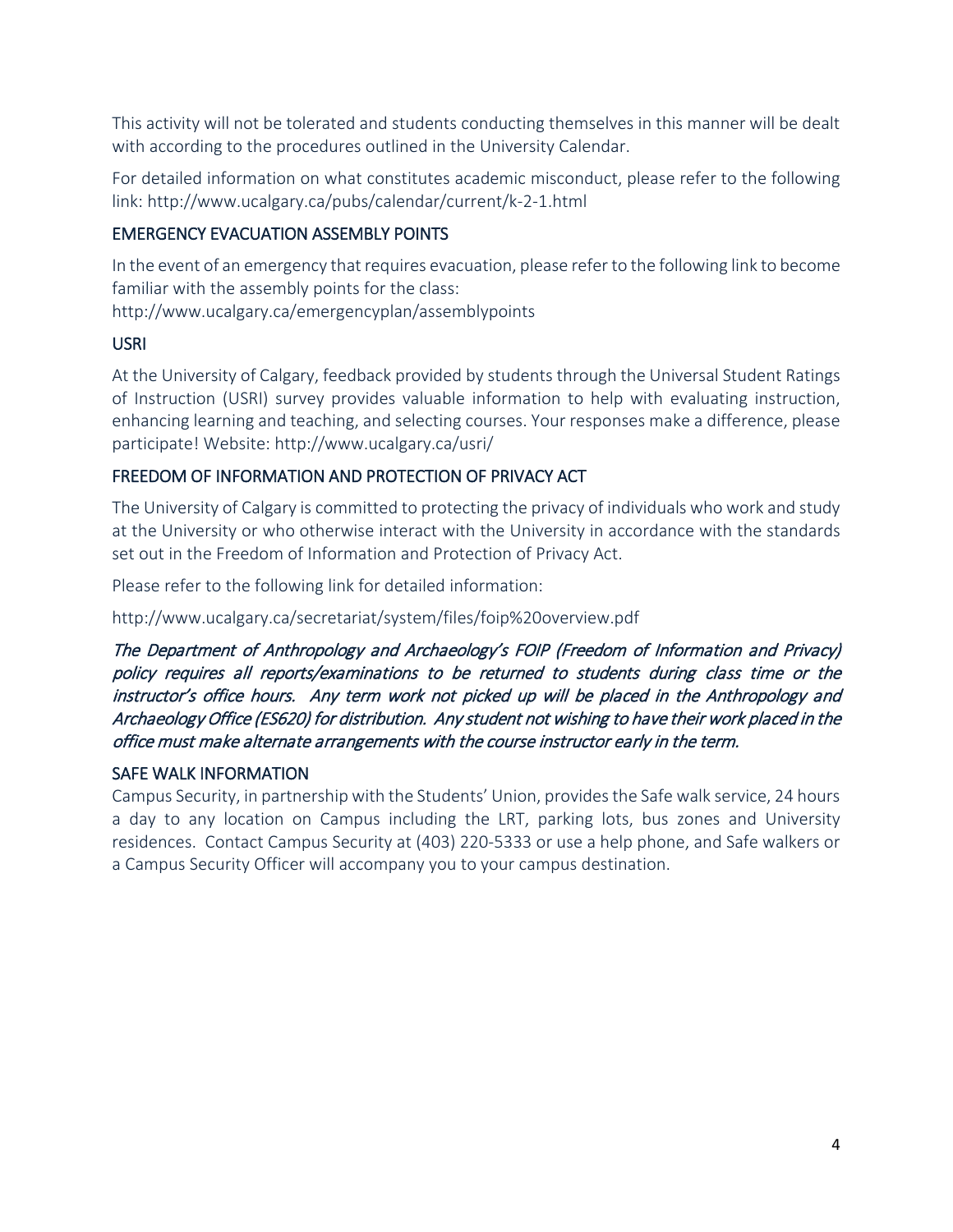This activity will not be tolerated and students conducting themselves in this manner will be dealt with according to the procedures outlined in the University Calendar.

For detailed information on what constitutes academic misconduct, please refer to the following link: http://www.ucalgary.ca/pubs/calendar/current/k-2-1.html

## EMERGENCY EVACUATION ASSEMBLY POINTS

In the event of an emergency that requires evacuation, please refer to the following link to become familiar with the assembly points for the class:
http://www.ucalgary.ca/emergencyplan/assemblypoints

## USRI

At the University of Calgary, feedback provided by students through the Universal Student Ratings of Instruction (USRI) survey provides valuable information to help with evaluating instruction, enhancing learning and teaching, and selecting courses. Your responses make a difference, please participate! Website: http://www.ucalgary.ca/usri/

## FREEDOM OF INFORMATION AND PROTECTION OF PRIVACY ACT

The University of Calgary is committed to protecting the privacy of individuals who work and study at the University or who otherwise interact with the University in accordance with the standards set out in the Freedom of Information and Protection of Privacy Act.

Please refer to the following link for detailed information:

http://www.ucalgary.ca/secretariat/system/files/foip%20overview.pdf

*The Department of Anthropology and Archaeology's FOIP (Freedom of Information and Privacy) policy requires all reports/examinations to be returned to students during class time or the instructor's office hours. Any term work not picked up will be placed in the Anthropology and Archaeology Office (ES620) for distribution. Any student not wishing to have their work placed in the office must make alternate arrangements with the course instructor early in the term.*

## SAFE WALK INFORMATION

Campus Security, in partnership with the Students' Union, provides the Safe walk service, 24 hours a day to any location on Campus including the LRT, parking lots, bus zones and University residences. Contact Campus Security at (403) 220-5333 or use a help phone, and Safe walkers or a Campus Security Officer will accompany you to your campus destination.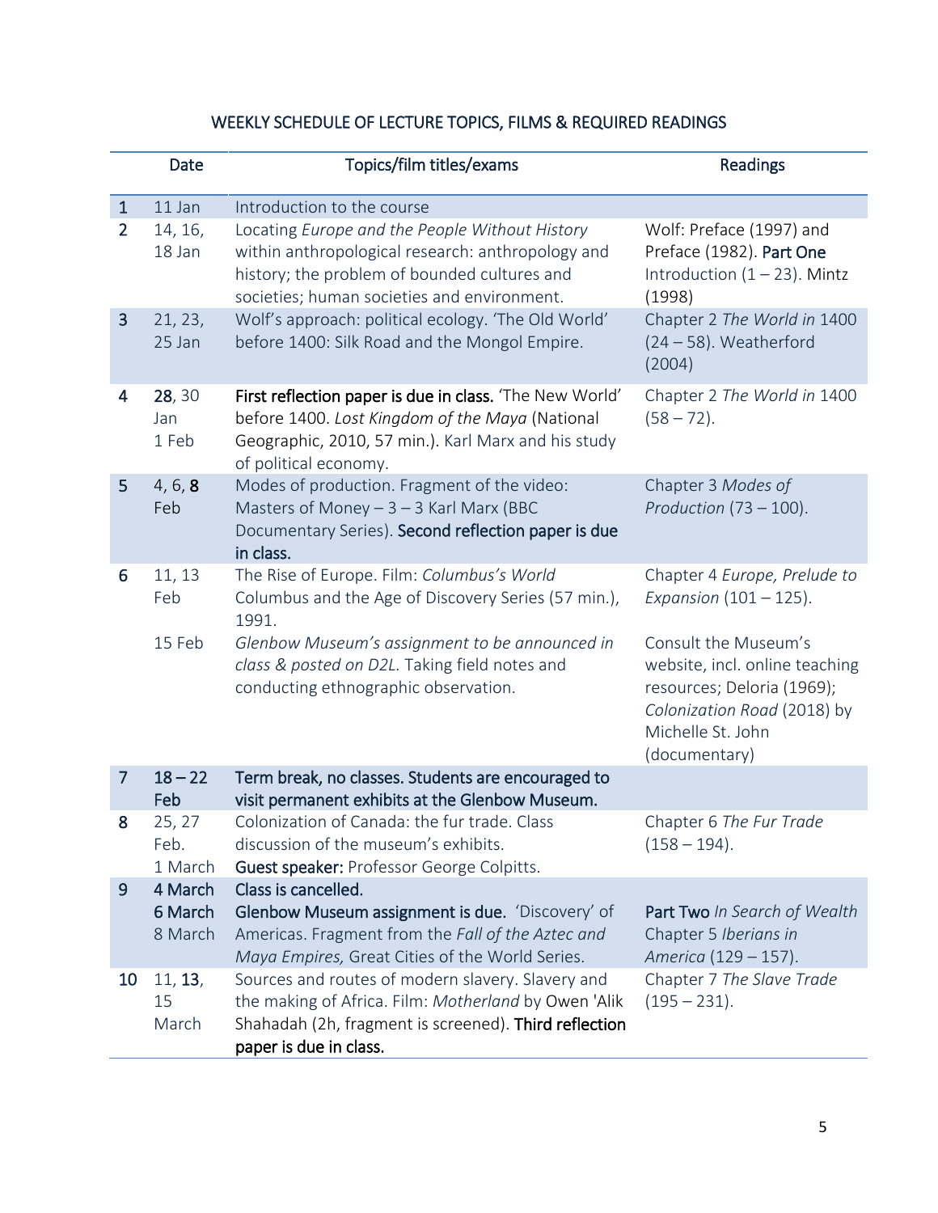## WEEKLY SCHEDULE OF LECTURE TOPICS, FILMS & REQUIRED READINGS

| | Date | Topics/film titles/exams | Readings |
|---|---|---|---|
| 1 | 11 Jan | Introduction to the course | |
| 2 | 14, 16, 18 Jan | Locating *Europe and the People Without History* within anthropological research: anthropology and history; the problem of bounded cultures and societies; human societies and environment. | Wolf: Preface (1997) and Preface (1982). Part One Introduction (1 – 23). Mintz (1998) |
| 3 | 21, 23, 25 Jan | Wolf's approach: political ecology. 'The Old World' before 1400: Silk Road and the Mongol Empire. | Chapter 2 *The World in* 1400 (24 – 58). Weatherford (2004) |
| 4 | **28**, 30 Jan 1 Feb | **First reflection paper is due in class.** 'The New World' before 1400. *Lost Kingdom of the Maya* (National Geographic, 2010, 57 min.). Karl Marx and his study of political economy. | Chapter 2 *The World in* 1400 (58 – 72). |
| 5 | 4, 6, **8** Feb | Modes of production. Fragment of the video: Masters of Money – 3 – 3 Karl Marx (BBC Documentary Series). **Second reflection paper is due in class.** | Chapter 3 *Modes of Production* (73 – 100). |
| 6 | 11, 13 Feb | The Rise of Europe. Film: *Columbus's World* Columbus and the Age of Discovery Series (57 min.), 1991. | Chapter 4 *Europe, Prelude to Expansion* (101 – 125). |
| | 15 Feb | *Glenbow Museum's assignment to be announced in class & posted on D2L.* Taking field notes and conducting ethnographic observation. | Consult the Museum's website, incl. online teaching resources; Deloria (1969); *Colonization Road* (2018) by Michelle St. John (documentary) |
| 7 | **18 – 22 Feb** | **Term break, no classes. Students are encouraged to visit permanent exhibits at the Glenbow Museum.** | |
| 8 | 25, 27 Feb. 1 March | Colonization of Canada: the fur trade. Class discussion of the museum's exhibits. **Guest speaker:** Professor George Colpitts. | Chapter 6 *The Fur Trade* (158 – 194). |
| 9 | **4 March** **6 March** 8 March | **Class is cancelled.** **Glenbow Museum assignment is due.** 'Discovery' of Americas. Fragment from the *Fall of the Aztec and Maya Empires,* Great Cities of the World Series. | Part Two *In Search of Wealth* Chapter 5 *Iberians in America* (129 – 157). |
| 10 | 11, **13**, 15 March | Sources and routes of modern slavery. Slavery and the making of Africa. Film: *Motherland* by Owen 'Alik Shahadah (2h, fragment is screened). **Third reflection paper is due in class.** | Chapter 7 *The Slave Trade* (195 – 231). |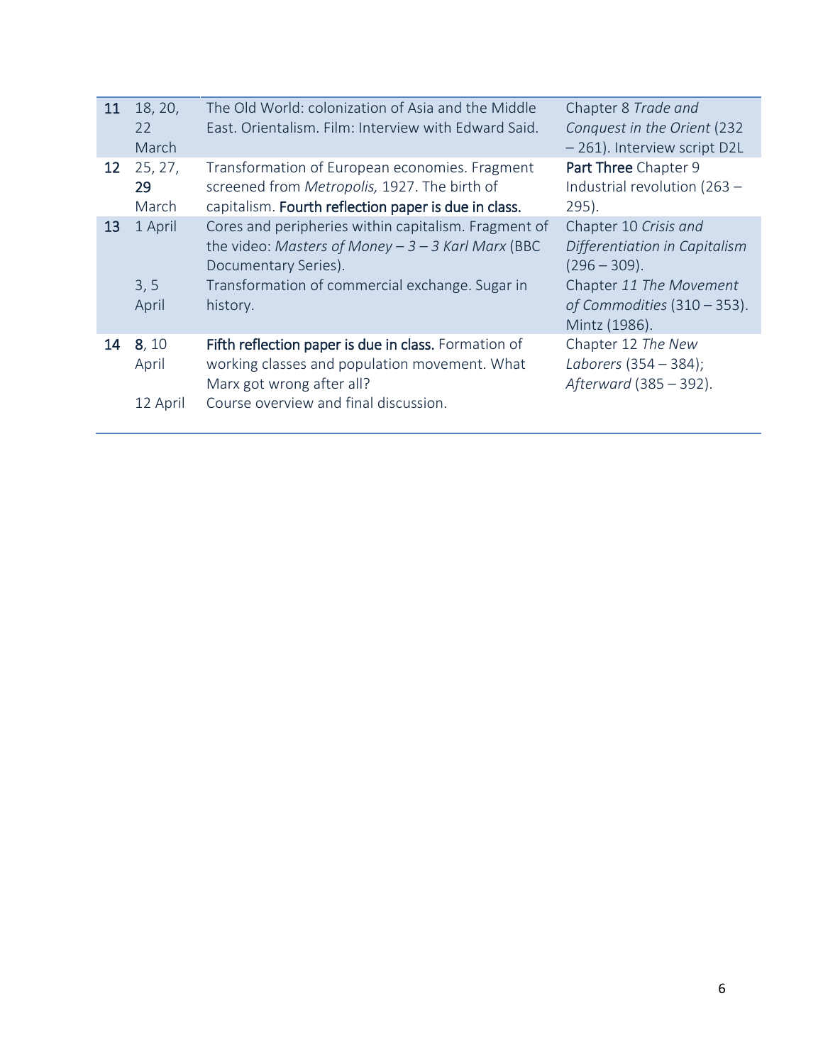| | | | |
|---|---|---|---|
| **11** | 18, 20, 22 March | The Old World: colonization of Asia and the Middle East. Orientalism. Film: Interview with Edward Said. | Chapter 8 *Trade and Conquest in the Orient* (232 – 261). Interview script D2L |
| **12** | 25, 27, **29** March | Transformation of European economies. Fragment screened from *Metropolis,* 1927. The birth of capitalism. **Fourth reflection paper is due in class.** | **Part Three** Chapter 9 Industrial revolution (263 – 295). |
| **13** | 1 April | Cores and peripheries within capitalism. Fragment of the video: *Masters of Money – 3 – 3 Karl Marx* (BBC Documentary Series). | Chapter 10 *Crisis and Differentiation in Capitalism* (296 – 309). |
| | 3, 5 April | Transformation of commercial exchange. Sugar in history. | Chapter *11 The Movement of Commodities* (310 – 353). Mintz (1986). |
| **14** | **8**, 10 April | **Fifth reflection paper is due in class.** Formation of working classes and population movement. What Marx got wrong after all? | Chapter 12 *The New Laborers* (354 – 384); *Afterward* (385 – 392). |
| | 12 April | Course overview and final discussion. | |